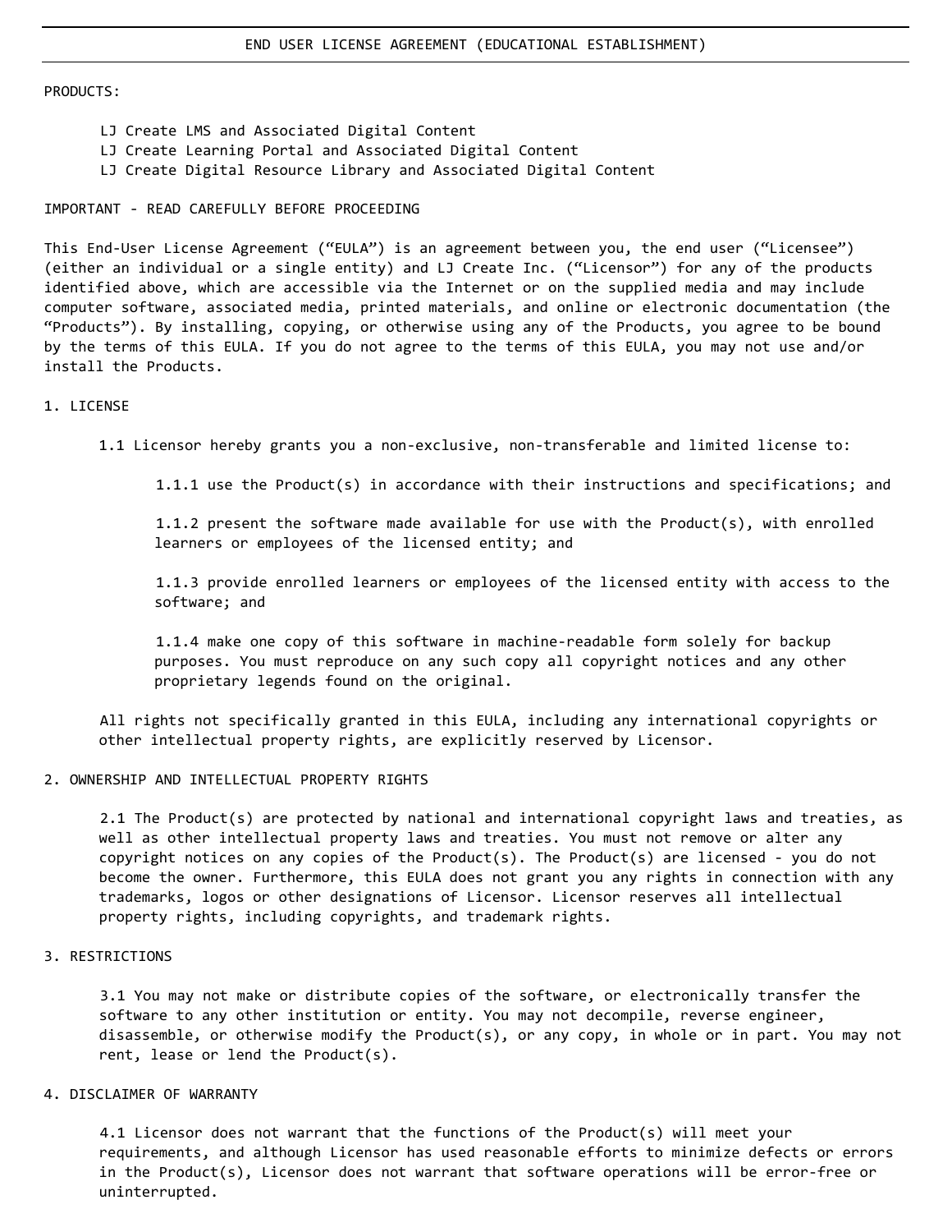# END USER LICENSE AGREEMENT (EDUCATIONAL ESTABLISHMENT)

PRODUCTS:

- LJ Create LMS and Associated Digital Content
- LJ Create Learning Portal and Associated Digital Content
- LJ Create Digital Resource Library and Associated Digital Content

IMPORTANT - READ CAREFULLY BEFORE PROCEEDING

This End-User License Agreement ("EULA") is an agreement between you, the end user ("Licensee") (either an individual or a single entity) and LJ Create Inc. ("Licensor") for any of the products identified above, which are accessible via the Internet or on the supplied media and may include computer software, associated media, printed materials, and online or electronic documentation (the "Products"). By installing, copying, or otherwise using any of the Products, you agree to be bound by the terms of this EULA. If you do not agree to the terms of this EULA, you may not use and/or install the Products.

## 1. LICENSE

1.1 Licensor hereby grants you a non-exclusive, non-transferable and limited license to:

1.1.1 use the Product(s) in accordance with their instructions and specifications; and

1.1.2 present the software made available for use with the Product(s), with enrolled learners or employees of the licensed entity; and

1.1.3 provide enrolled learners or employees of the licensed entity with access to the software; and

1.1.4 make one copy of this software in machine-readable form solely for backup purposes. You must reproduce on any such copy all copyright notices and any other proprietary legends found on the original.

All rights not specifically granted in this EULA, including any international copyrights or other intellectual property rights, are explicitly reserved by Licensor.

## 2. OWNERSHIP AND INTELLECTUAL PROPERTY RIGHTS

2.1 The Product(s) are protected by national and international copyright laws and treaties, as well as other intellectual property laws and treaties. You must not remove or alter any copyright notices on any copies of the Product(s). The Product(s) are licensed - you do not become the owner. Furthermore, this EULA does not grant you any rights in connection with any trademarks, logos or other designations of Licensor. Licensor reserves all intellectual property rights, including copyrights, and trademark rights.

## 3. RESTRICTIONS

3.1 You may not make or distribute copies of the software, or electronically transfer the software to any other institution or entity. You may not decompile, reverse engineer, disassemble, or otherwise modify the Product(s), or any copy, in whole or in part. You may not rent, lease or lend the Product(s).

## 4. DISCLAIMER OF WARRANTY

4.1 Licensor does not warrant that the functions of the Product(s) will meet your requirements, and although Licensor has used reasonable efforts to minimize defects or errors in the Product(s), Licensor does not warrant that software operations will be error-free or uninterrupted.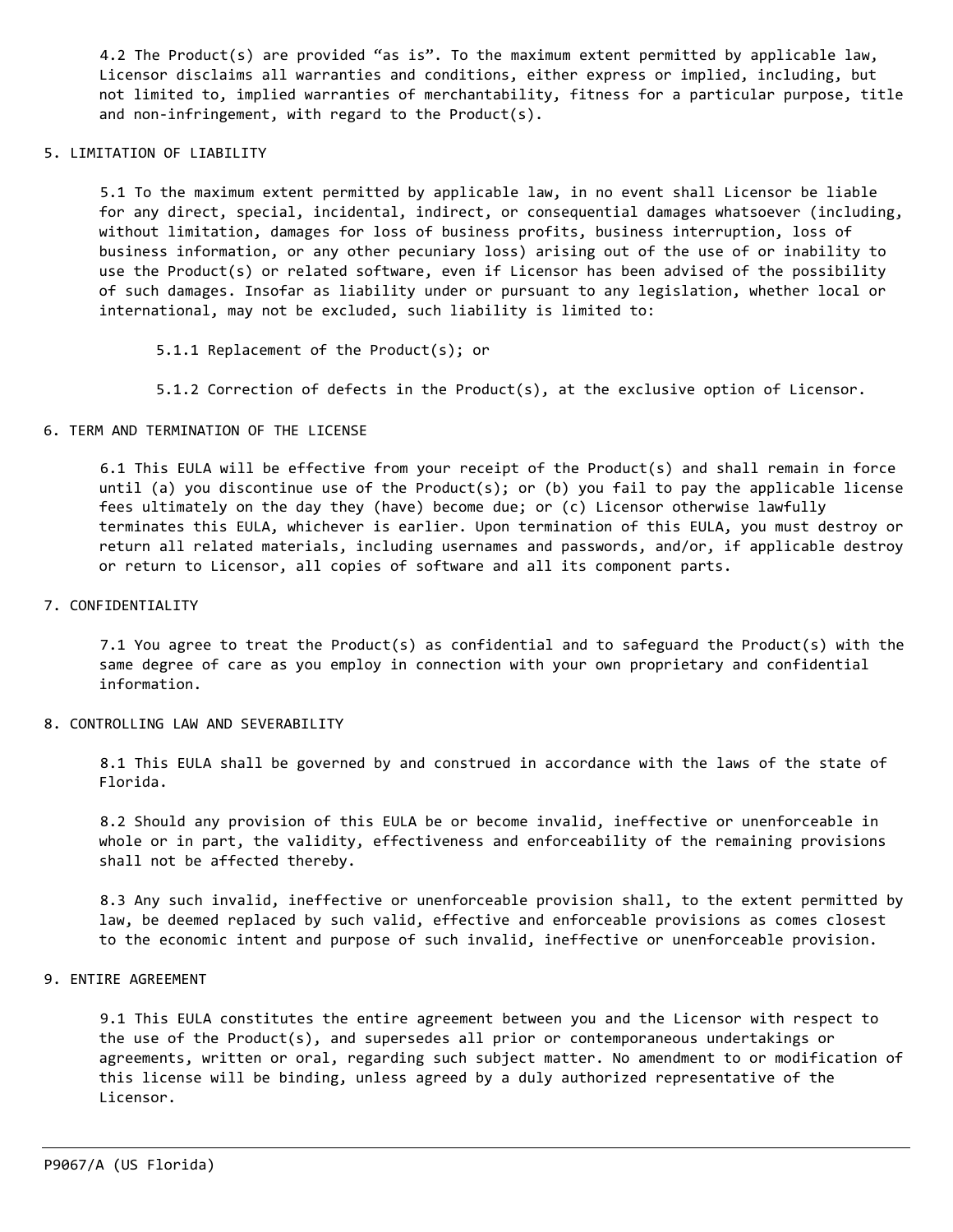4.2 The Product(s) are provided "as is". To the maximum extent permitted by applicable law, Licensor disclaims all warranties and conditions, either express or implied, including, but not limited to, implied warranties of merchantability, fitness for a particular purpose, title and non-infringement, with regard to the Product(s).

## 5. LIMITATION OF LIABILITY

5.1 To the maximum extent permitted by applicable law, in no event shall Licensor be liable for any direct, special, incidental, indirect, or consequential damages whatsoever (including, without limitation, damages for loss of business profits, business interruption, loss of business information, or any other pecuniary loss) arising out of the use of or inability to use the Product(s) or related software, even if Licensor has been advised of the possibility of such damages. Insofar as liability under or pursuant to any legislation, whether local or international, may not be excluded, such liability is limited to:

5.1.1 Replacement of the Product(s); or

5.1.2 Correction of defects in the Product(s), at the exclusive option of Licensor.

## 6. TERM AND TERMINATION OF THE LICENSE

6.1 This EULA will be effective from your receipt of the Product(s) and shall remain in force until (a) you discontinue use of the Product(s); or (b) you fail to pay the applicable license fees ultimately on the day they (have) become due; or (c) Licensor otherwise lawfully terminates this EULA, whichever is earlier. Upon termination of this EULA, you must destroy or return all related materials, including usernames and passwords, and/or, if applicable destroy or return to Licensor, all copies of software and all its component parts.

## 7. CONFIDENTIALITY

7.1 You agree to treat the Product(s) as confidential and to safeguard the Product(s) with the same degree of care as you employ in connection with your own proprietary and confidential information.

## 8. CONTROLLING LAW AND SEVERABILITY

8.1 This EULA shall be governed by and construed in accordance with the laws of the state of Florida.

8.2 Should any provision of this EULA be or become invalid, ineffective or unenforceable in whole or in part, the validity, effectiveness and enforceability of the remaining provisions shall not be affected thereby.

8.3 Any such invalid, ineffective or unenforceable provision shall, to the extent permitted by law, be deemed replaced by such valid, effective and enforceable provisions as comes closest to the economic intent and purpose of such invalid, ineffective or unenforceable provision.

## 9. ENTIRE AGREEMENT

9.1 This EULA constitutes the entire agreement between you and the Licensor with respect to the use of the Product(s), and supersedes all prior or contemporaneous undertakings or agreements, written or oral, regarding such subject matter. No amendment to or modification of this license will be binding, unless agreed by a duly authorized representative of the Licensor.

P9067/A (US Florida)